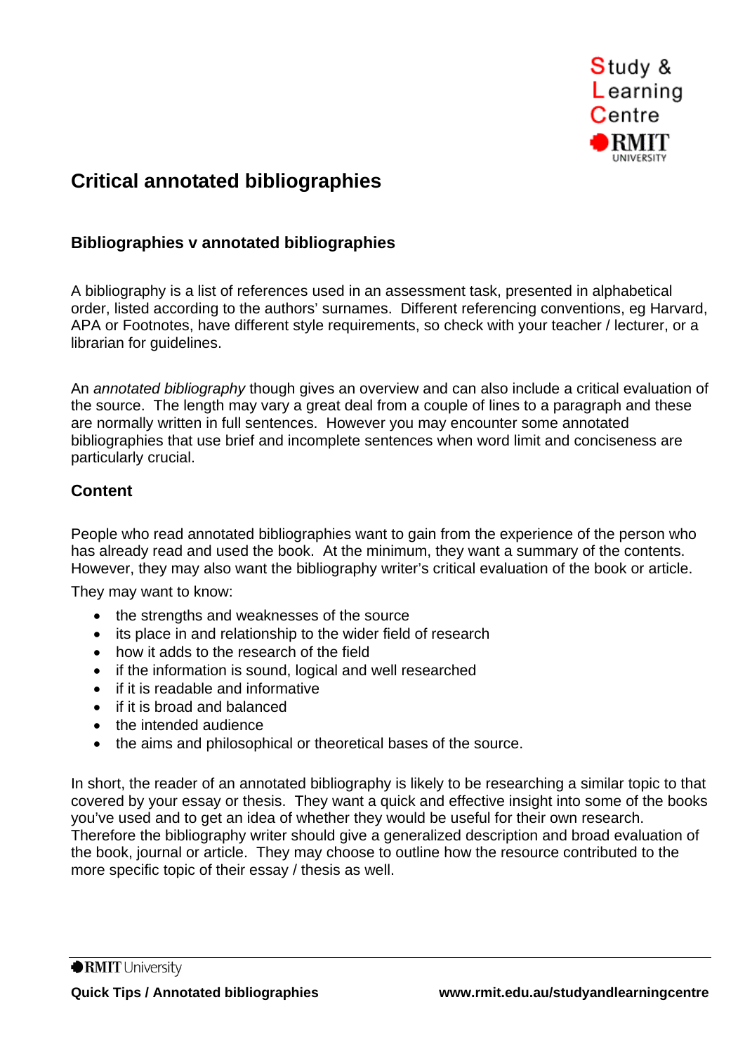# Critical annotated bibliographies

## Bibliographies v annotated bibliographies

A bibliography is a list of references used in an assessment task, presented in alphabetical order, listed according to the authors' surnames. Different referencing conventions, eg Harvard, APA or Footnotes, have different style requirements, so check with your teacher / lecturer, or a librarian for guidelines.

An *annotated bibliography* though gives an overview and can also include a critical evaluation of the source. The length may vary a great deal from a couple of lines to a paragraph and these are normally written in full sentences. However you may encounter some annotated bibliographies that use brief and incomplete sentences when word limit and conciseness are particularly crucial.

## Content

People who read annotated bibliographies want to gain from the experience of the person who has already read and used the book. At the minimum, they want a summary of the contents. However, they may also want the bibliography writer's critical evaluation of the book or article.

They may want to know:

- the strengths and weaknesses of the source
- its place in and relationship to the wider field of research
- how it adds to the research of the field
- if the information is sound, logical and well researched
- if it is readable and informative
- if it is broad and balanced
- the intended audience
- the aims and philosophical or theoretical bases of the source.

In short, the reader of an annotated bibliography is likely to be researching a similar topic to that covered by your essay or thesis. They want a quick and effective insight into some of the books you've used and to get an idea of whether they would be useful for their own research. Therefore the bibliography writer should give a generalized description and broad evaluation of the book, journal or article. They may choose to outline how the resource contributed to the more specific topic of their essay / thesis as well.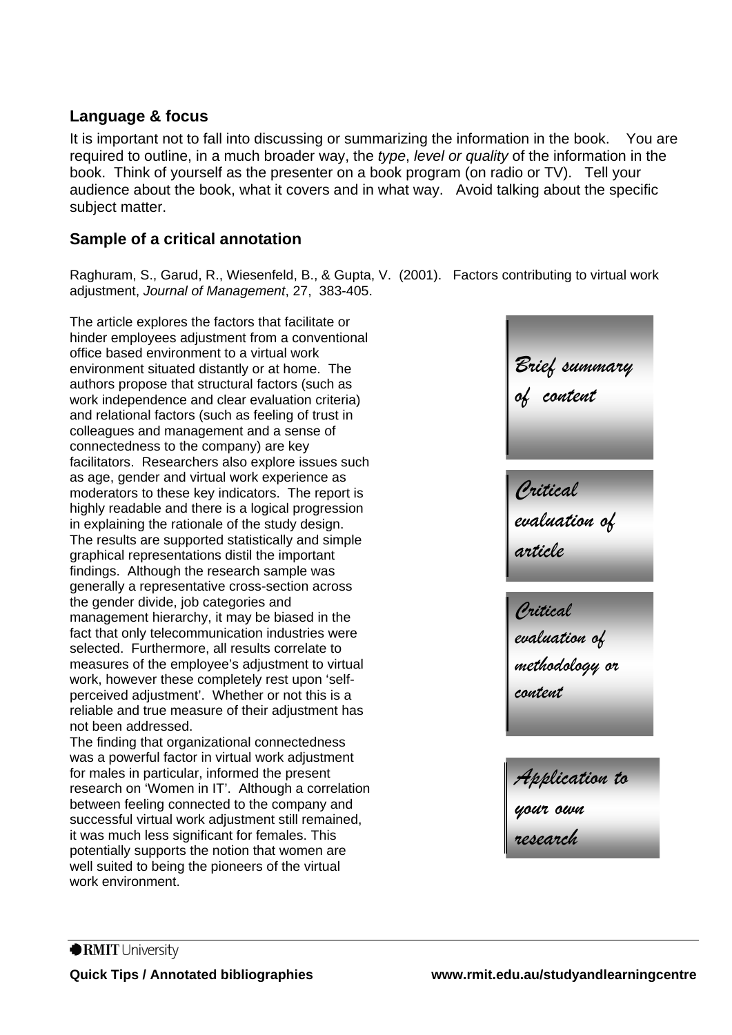## Language & focus

It is important not to fall into discussing or summarizing the information in the book. You are required to outline, in a much broader way, the *type*, *level or quality* of the information in the book. Think of yourself as the presenter on a book program (on radio or TV). Tell your audience about the book, what it covers and in what way. Avoid talking about the specific subject matter.

## Sample of a critical annotation

Raghuram, S., Garud, R., Wiesenfeld, B., & Gupta, V. (2001). Factors contributing to virtual work adjustment, *Journal of Management*, 27, 383-405.

The article explores the factors that facilitate or hinder employees adjustment from a conventional office based environment to a virtual work environment situated distantly or at home. The authors propose that structural factors (such as work independence and clear evaluation criteria) and relational factors (such as feeling of trust in colleagues and management and a sense of connectedness to the company) are key facilitators. Researchers also explore issues such as age, gender and virtual work experience as moderators to these key indicators. The report is highly readable and there is a logical progression in explaining the rationale of the study design. The results are supported statistically and simple graphical representations distil the important findings. Although the research sample was generally a representative cross-section across the gender divide, job categories and management hierarchy, it may be biased in the fact that only telecommunication industries were selected. Furthermore, all results correlate to measures of the employee's adjustment to virtual work, however these completely rest upon 'self-perceived adjustment'. Whether or not this is a reliable and true measure of their adjustment has not been addressed.

The finding that organizational connectedness was a powerful factor in virtual work adjustment for males in particular, informed the present research on 'Women in IT'. Although a correlation between feeling connected to the company and successful virtual work adjustment still remained, it was much less significant for females. This potentially supports the notion that women are well suited to being the pioneers of the virtual work environment.

*Brief summary of content*

*Critical evaluation of article*

*Critical evaluation of methodology or content*

*Application to your own research*